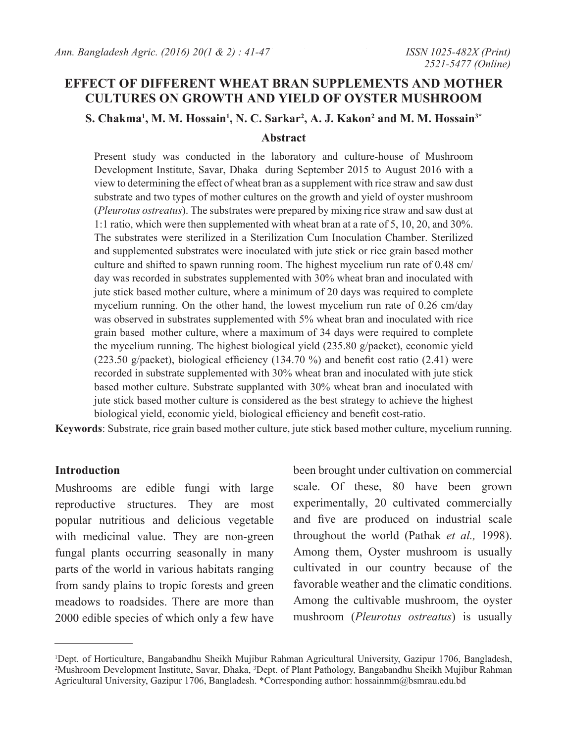# EFFECT OF DIFFERENT WHEAT BRAN SUPPLEMENTS AND MOTHER CULTURES ON GROWTH AND YIELD OF OYSTER MUSHROOM

**S. Chakma[1], M. M. Hossain[1], N. C. Sarkar[2], A. J. Kakon[2] and M. M. Hossain[3*]**

## Abstract

Present study was conducted in the laboratory and culture-house of Mushroom Development Institute, Savar, Dhaka during September 2015 to August 2016 with a view to determining the effect of wheat bran as a supplement with rice straw and saw dust substrate and two types of mother cultures on the growth and yield of oyster mushroom (*Pleurotus ostreatus*). The substrates were prepared by mixing rice straw and saw dust at 1:1 ratio, which were then supplemented with wheat bran at a rate of 5, 10, 20, and 30%. The substrates were sterilized in a Sterilization Cum Inoculation Chamber. Sterilized and supplemented substrates were inoculated with jute stick or rice grain based mother culture and shifted to spawn running room. The highest mycelium run rate of 0.48 cm/day was recorded in substrates supplemented with 30% wheat bran and inoculated with jute stick based mother culture, where a minimum of 20 days was required to complete mycelium running. On the other hand, the lowest mycelium run rate of 0.26 cm/day was observed in substrates supplemented with 5% wheat bran and inoculated with rice grain based mother culture, where a maximum of 34 days were required to complete the mycelium running. The highest biological yield (235.80 g/packet), economic yield (223.50 g/packet), biological efficiency (134.70 %) and benefit cost ratio (2.41) were recorded in substrate supplemented with 30% wheat bran and inoculated with jute stick based mother culture. Substrate supplanted with 30% wheat bran and inoculated with jute stick based mother culture is considered as the best strategy to achieve the highest biological yield, economic yield, biological efficiency and benefit cost-ratio.

**Keywords**: Substrate, rice grain based mother culture, jute stick based mother culture, mycelium running.

## Introduction

Mushrooms are edible fungi with large reproductive structures. They are most popular nutritious and delicious vegetable with medicinal value. They are non-green fungal plants occurring seasonally in many parts of the world in various habitats ranging from sandy plains to tropic forests and green meadows to roadsides. There are more than 2000 edible species of which only a few have been brought under cultivation on commercial scale. Of these, 80 have been grown experimentally, 20 cultivated commercially and five are produced on industrial scale throughout the world (Pathak *et al.,* 1998). Among them, Oyster mushroom is usually cultivated in our country because of the favorable weather and the climatic conditions. Among the cultivable mushroom, the oyster mushroom (*Pleurotus ostreatus*) is usually

---

[1]Dept. of Horticulture, Bangabandhu Sheikh Mujibur Rahman Agricultural University, Gazipur 1706, Bangladesh, [2]Mushroom Development Institute, Savar, Dhaka, [3]Dept. of Plant Pathology, Bangabandhu Sheikh Mujibur Rahman Agricultural University, Gazipur 1706, Bangladesh. *Corresponding author: hossainmm@bsmrau.edu.bd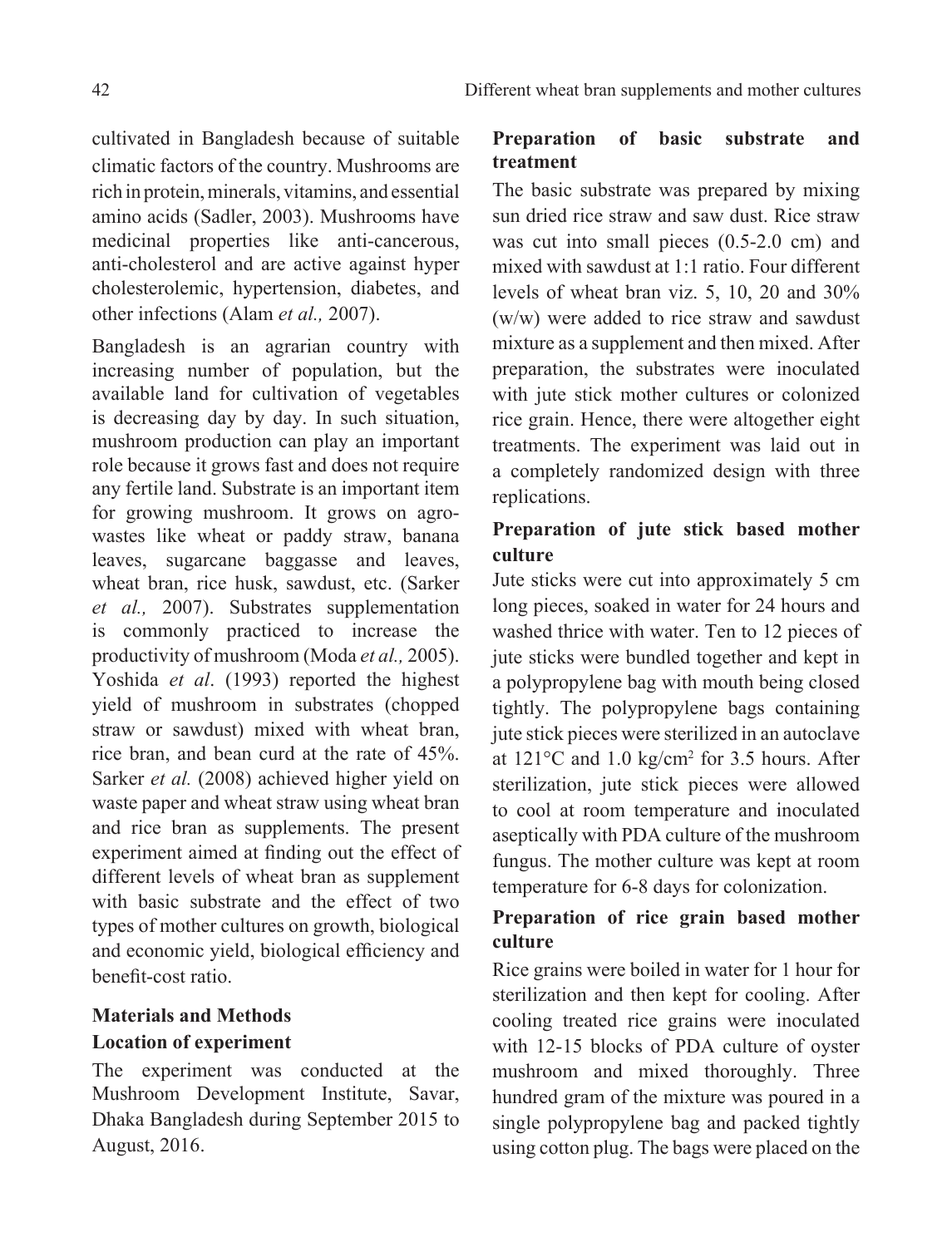cultivated in Bangladesh because of suitable climatic factors of the country. Mushrooms are rich in protein, minerals, vitamins, and essential amino acids (Sadler, 2003). Mushrooms have medicinal properties like anti-cancerous, anti-cholesterol and are active against hyper cholesterolemic, hypertension, diabetes, and other infections (Alam *et al.,* 2007).

Bangladesh is an agrarian country with increasing number of population, but the available land for cultivation of vegetables is decreasing day by day. In such situation, mushroom production can play an important role because it grows fast and does not require any fertile land. Substrate is an important item for growing mushroom. It grows on agro-wastes like wheat or paddy straw, banana leaves, sugarcane baggasse and leaves, wheat bran, rice husk, sawdust, etc. (Sarker *et al.,* 2007). Substrates supplementation is commonly practiced to increase the productivity of mushroom (Moda *et al.,* 2005). Yoshida *et al*. (1993) reported the highest yield of mushroom in substrates (chopped straw or sawdust) mixed with wheat bran, rice bran, and bean curd at the rate of 45%. Sarker *et al.* (2008) achieved higher yield on waste paper and wheat straw using wheat bran and rice bran as supplements. The present experiment aimed at finding out the effect of different levels of wheat bran as supplement with basic substrate and the effect of two types of mother cultures on growth, biological and economic yield, biological efficiency and benefit-cost ratio.

## Materials and Methods

### Location of experiment

The experiment was conducted at the Mushroom Development Institute, Savar, Dhaka Bangladesh during September 2015 to August, 2016.

### Preparation of basic substrate and treatment

The basic substrate was prepared by mixing sun dried rice straw and saw dust. Rice straw was cut into small pieces (0.5-2.0 cm) and mixed with sawdust at 1:1 ratio. Four different levels of wheat bran viz. 5, 10, 20 and 30% (w/w) were added to rice straw and sawdust mixture as a supplement and then mixed. After preparation, the substrates were inoculated with jute stick mother cultures or colonized rice grain. Hence, there were altogether eight treatments. The experiment was laid out in a completely randomized design with three replications.

### Preparation of jute stick based mother culture

Jute sticks were cut into approximately 5 cm long pieces, soaked in water for 24 hours and washed thrice with water. Ten to 12 pieces of jute sticks were bundled together and kept in a polypropylene bag with mouth being closed tightly. The polypropylene bags containing jute stick pieces were sterilized in an autoclave at 121°C and 1.0 kg/cm$^2$ for 3.5 hours. After sterilization, jute stick pieces were allowed to cool at room temperature and inoculated aseptically with PDA culture of the mushroom fungus. The mother culture was kept at room temperature for 6-8 days for colonization.

### Preparation of rice grain based mother culture

Rice grains were boiled in water for 1 hour for sterilization and then kept for cooling. After cooling treated rice grains were inoculated with 12-15 blocks of PDA culture of oyster mushroom and mixed thoroughly. Three hundred gram of the mixture was poured in a single polypropylene bag and packed tightly using cotton plug. The bags were placed on the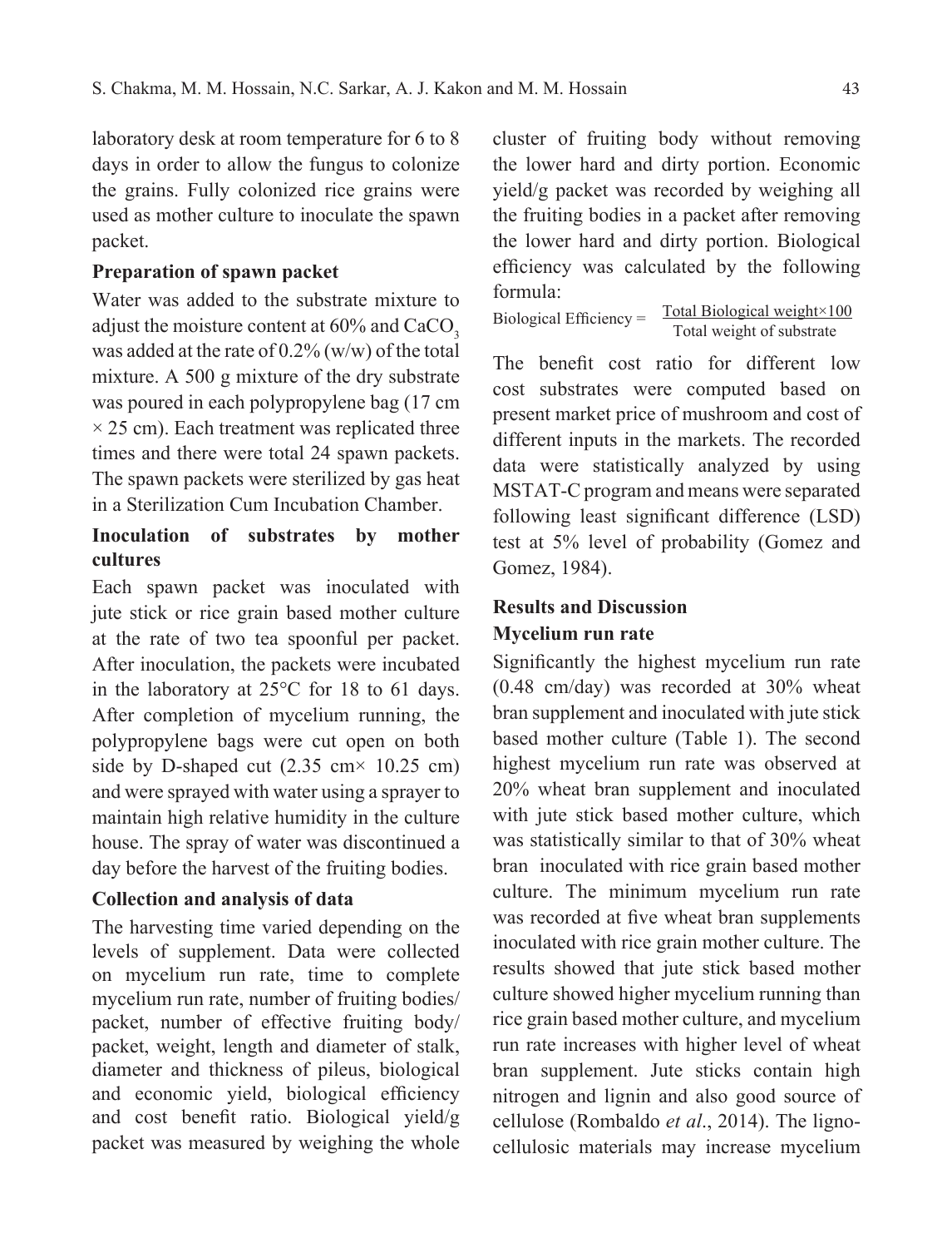laboratory desk at room temperature for 6 to 8 days in order to allow the fungus to colonize the grains. Fully colonized rice grains were used as mother culture to inoculate the spawn packet.

**Preparation of spawn packet**

Water was added to the substrate mixture to adjust the moisture content at 60% and $CaCO_3$ was added at the rate of 0.2% (w/w) of the total mixture. A 500 g mixture of the dry substrate was poured in each polypropylene bag (17 cm × 25 cm). Each treatment was replicated three times and there were total 24 spawn packets. The spawn packets were sterilized by gas heat in a Sterilization Cum Incubation Chamber.

**Inoculation of substrates by mother cultures**

Each spawn packet was inoculated with jute stick or rice grain based mother culture at the rate of two tea spoonful per packet. After inoculation, the packets were incubated in the laboratory at 25°C for 18 to 61 days. After completion of mycelium running, the polypropylene bags were cut open on both side by D-shaped cut (2.35 cm× 10.25 cm) and were sprayed with water using a sprayer to maintain high relative humidity in the culture house. The spray of water was discontinued a day before the harvest of the fruiting bodies.

**Collection and analysis of data**

The harvesting time varied depending on the levels of supplement. Data were collected on mycelium run rate, time to complete mycelium run rate, number of fruiting bodies/packet, number of effective fruiting body/packet, weight, length and diameter of stalk, diameter and thickness of pileus, biological and economic yield, biological efficiency and cost benefit ratio. Biological yield/g packet was measured by weighing the whole cluster of fruiting body without removing the lower hard and dirty portion. Economic yield/g packet was recorded by weighing all the fruiting bodies in a packet after removing the lower hard and dirty portion. Biological efficiency was calculated by the following formula:

$$\text{Biological Efficiency} = \frac{\text{Total Biological weight} \times 100}{\text{Total weight of substrate}}$$

The benefit cost ratio for different low cost substrates were computed based on present market price of mushroom and cost of different inputs in the markets. The recorded data were statistically analyzed by using MSTAT-C program and means were separated following least significant difference (LSD) test at 5% level of probability (Gomez and Gomez, 1984).

## Results and Discussion

**Mycelium run rate**

Significantly the highest mycelium run rate (0.48 cm/day) was recorded at 30% wheat bran supplement and inoculated with jute stick based mother culture (Table 1). The second highest mycelium run rate was observed at 20% wheat bran supplement and inoculated with jute stick based mother culture, which was statistically similar to that of 30% wheat bran inoculated with rice grain based mother culture. The minimum mycelium run rate was recorded at five wheat bran supplements inoculated with rice grain mother culture. The results showed that jute stick based mother culture showed higher mycelium running than rice grain based mother culture, and mycelium run rate increases with higher level of wheat bran supplement. Jute sticks contain high nitrogen and lignin and also good source of cellulose (Rombaldo *et al*., 2014). The ligno-cellulosic materials may increase mycelium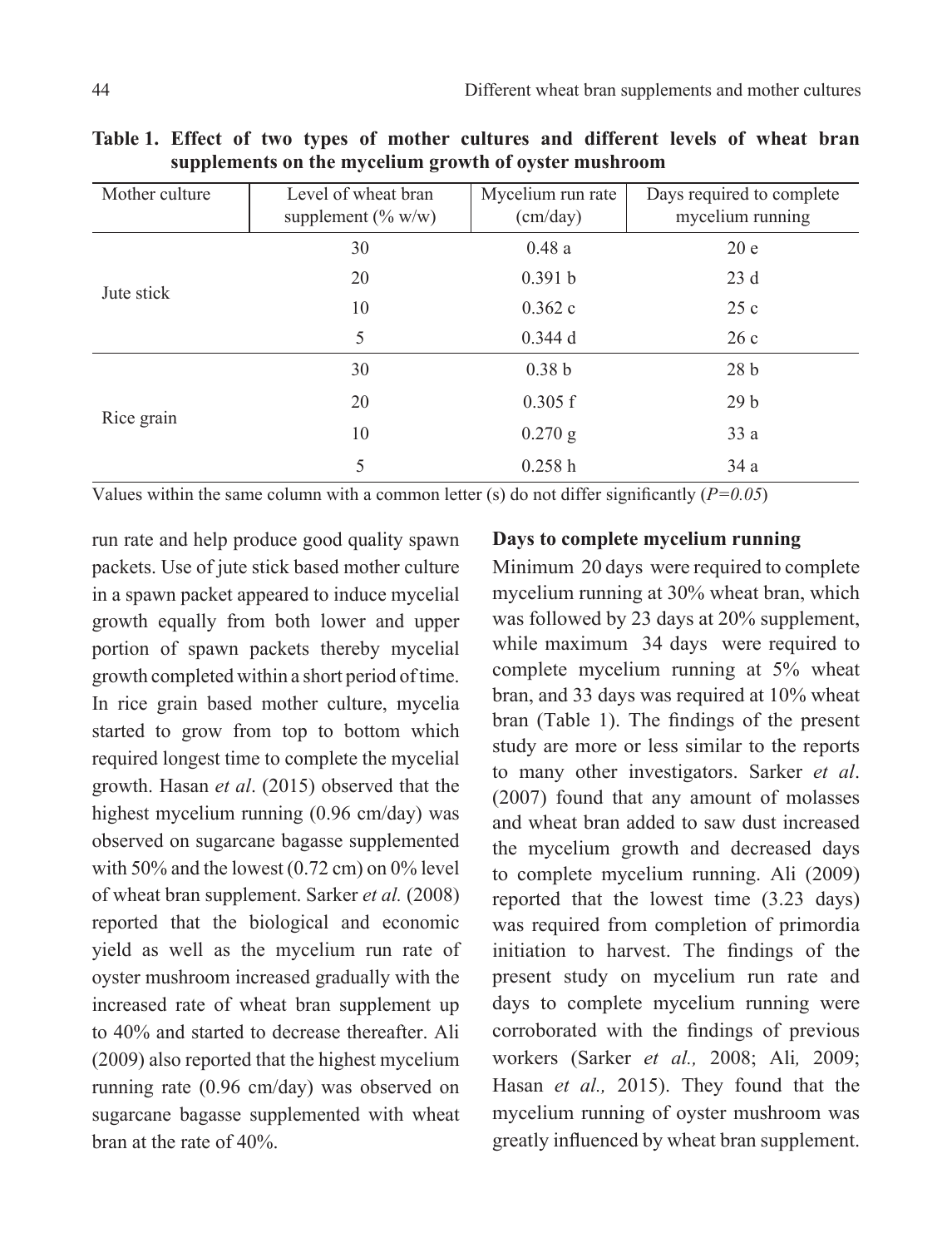**Table 1. Effect of two types of mother cultures and different levels of wheat bran supplements on the mycelium growth of oyster mushroom**

| Mother culture | Level of wheat bran supplement (% w/w) | Mycelium run rate (cm/day) | Days required to complete mycelium running |
|---|---|---|---|
| Jute stick | 30 | 0.48 a | 20 e |
| | 20 | 0.391 b | 23 d |
| | 10 | 0.362 c | 25 c |
| | 5 | 0.344 d | 26 c |
| Rice grain | 30 | 0.38 b | 28 b |
| | 20 | 0.305 f | 29 b |
| | 10 | 0.270 g | 33 a |
| | 5 | 0.258 h | 34 a |

Values within the same column with a common letter (s) do not differ significantly (*P=0.05*)

run rate and help produce good quality spawn packets. Use of jute stick based mother culture in a spawn packet appeared to induce mycelial growth equally from both lower and upper portion of spawn packets thereby mycelial growth completed within a short period of time. In rice grain based mother culture, mycelia started to grow from top to bottom which required longest time to complete the mycelial growth. Hasan *et al*. (2015) observed that the highest mycelium running (0.96 cm/day) was observed on sugarcane bagasse supplemented with 50% and the lowest (0.72 cm) on 0% level of wheat bran supplement. Sarker *et al.* (2008) reported that the biological and economic yield as well as the mycelium run rate of oyster mushroom increased gradually with the increased rate of wheat bran supplement up to 40% and started to decrease thereafter. Ali (2009) also reported that the highest mycelium running rate (0.96 cm/day) was observed on sugarcane bagasse supplemented with wheat bran at the rate of 40%.

### Days to complete mycelium running

Minimum 20 days were required to complete mycelium running at 30% wheat bran, which was followed by 23 days at 20% supplement, while maximum 34 days were required to complete mycelium running at 5% wheat bran, and 33 days was required at 10% wheat bran (Table 1). The findings of the present study are more or less similar to the reports to many other investigators. Sarker *et al*. (2007) found that any amount of molasses and wheat bran added to saw dust increased the mycelium growth and decreased days to complete mycelium running. Ali (2009) reported that the lowest time (3.23 days) was required from completion of primordia initiation to harvest. The findings of the present study on mycelium run rate and days to complete mycelium running were corroborated with the findings of previous workers (Sarker *et al.,* 2008; Ali*,* 2009; Hasan *et al.,* 2015). They found that the mycelium running of oyster mushroom was greatly influenced by wheat bran supplement.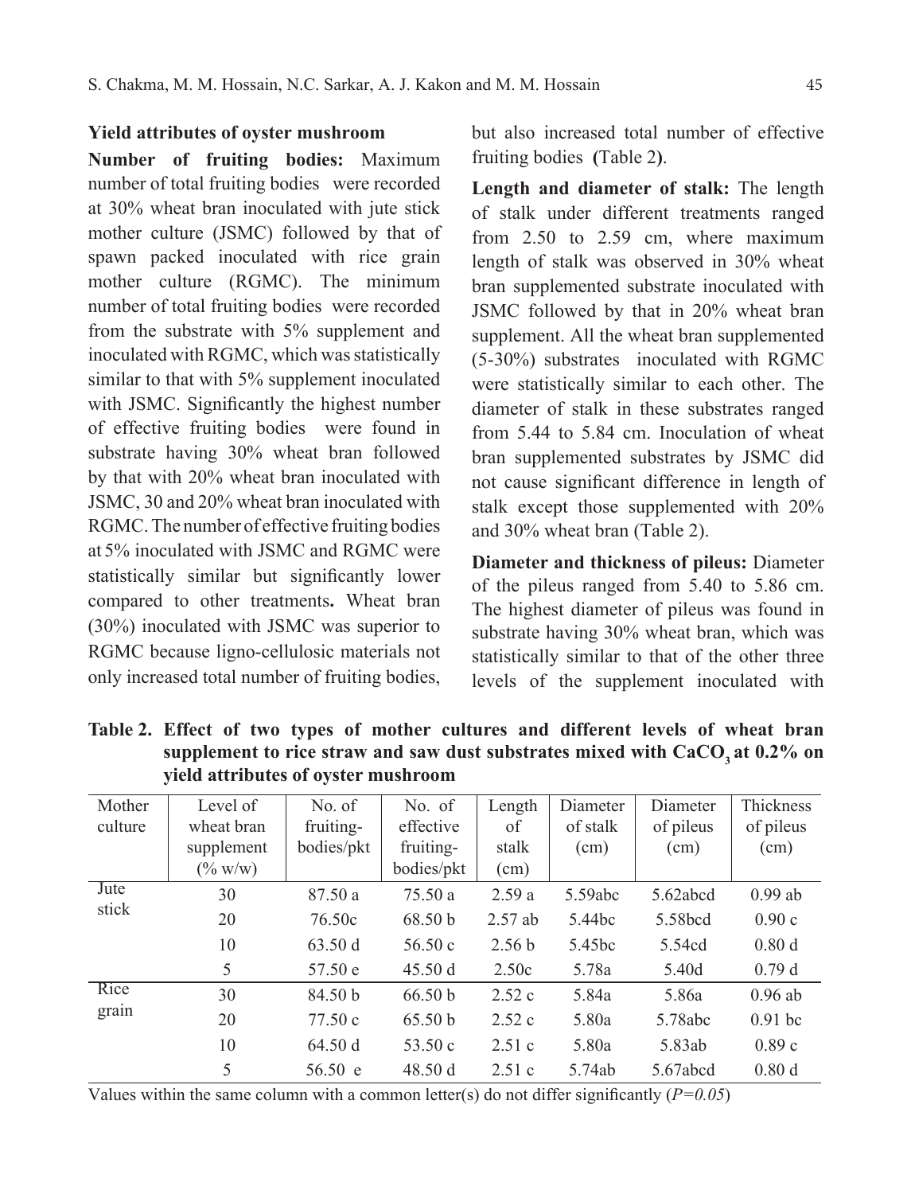### Yield attributes of oyster mushroom

**Number of fruiting bodies:** Maximum number of total fruiting bodies were recorded at 30% wheat bran inoculated with jute stick mother culture (JSMC) followed by that of spawn packed inoculated with rice grain mother culture (RGMC). The minimum number of total fruiting bodies were recorded from the substrate with 5% supplement and inoculated with RGMC, which was statistically similar to that with 5% supplement inoculated with JSMC. Significantly the highest number of effective fruiting bodies were found in substrate having 30% wheat bran followed by that with 20% wheat bran inoculated with JSMC, 30 and 20% wheat bran inoculated with RGMC. The number of effective fruiting bodies at 5% inoculated with JSMC and RGMC were statistically similar but significantly lower compared to other treatments**.** Wheat bran (30%) inoculated with JSMC was superior to RGMC because ligno-cellulosic materials not only increased total number of fruiting bodies, but also increased total number of effective fruiting bodies **(**Table 2**)**.

**Length and diameter of stalk:** The length of stalk under different treatments ranged from 2.50 to 2.59 cm, where maximum length of stalk was observed in 30% wheat bran supplemented substrate inoculated with JSMC followed by that in 20% wheat bran supplement. All the wheat bran supplemented (5-30%) substrates inoculated with RGMC were statistically similar to each other. The diameter of stalk in these substrates ranged from 5.44 to 5.84 cm. Inoculation of wheat bran supplemented substrates by JSMC did not cause significant difference in length of stalk except those supplemented with 20% and 30% wheat bran (Table 2).

**Diameter and thickness of pileus:** Diameter of the pileus ranged from 5.40 to 5.86 cm. The highest diameter of pileus was found in substrate having 30% wheat bran, which was statistically similar to that of the other three levels of the supplement inoculated with

**Table 2. Effect of two types of mother cultures and different levels of wheat bran supplement to rice straw and saw dust substrates mixed with $CaCO_3$ at 0.2% on yield attributes of oyster mushroom**

| Mother culture | Level of wheat bran supplement (% w/w) | No. of fruiting-bodies/pkt | No. of effective fruiting-bodies/pkt | Length of stalk (cm) | Diameter of stalk (cm) | Diameter of pileus (cm) | Thickness of pileus (cm) |
|---|---|---|---|---|---|---|---|
| Jute stick | 30 | 87.50 a | 75.50 a | 2.59 a | 5.59abc | 5.62abcd | 0.99 ab |
| | 20 | 76.50c | 68.50 b | 2.57 ab | 5.44bc | 5.58bcd | 0.90 c |
| | 10 | 63.50 d | 56.50 c | 2.56 b | 5.45bc | 5.54cd | 0.80 d |
| | 5 | 57.50 e | 45.50 d | 2.50c | 5.78a | 5.40d | 0.79 d |
| Rice grain | 30 | 84.50 b | 66.50 b | 2.52 c | 5.84a | 5.86a | 0.96 ab |
| | 20 | 77.50 c | 65.50 b | 2.52 c | 5.80a | 5.78abc | 0.91 bc |
| | 10 | 64.50 d | 53.50 c | 2.51 c | 5.80a | 5.83ab | 0.89 c |
| | 5 | 56.50 e | 48.50 d | 2.51 c | 5.74ab | 5.67abcd | 0.80 d |

Values within the same column with a common letter(s) do not differ significantly (*P=0.05*)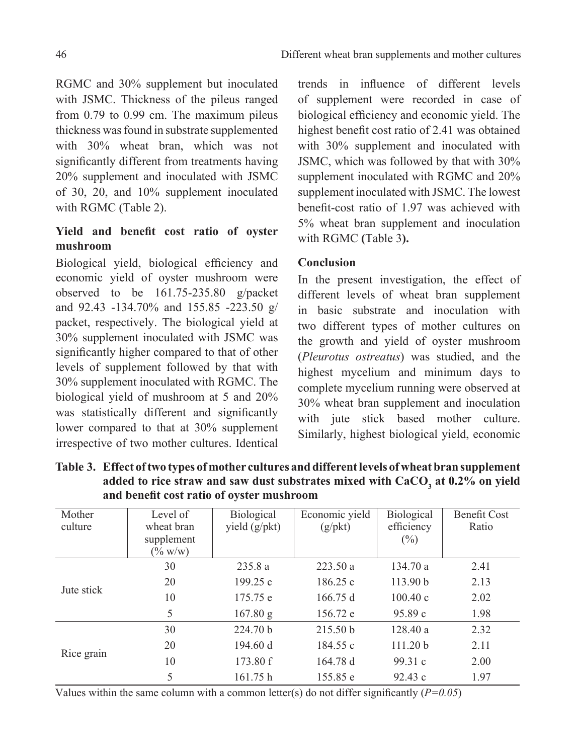RGMC and 30% supplement but inoculated with JSMC. Thickness of the pileus ranged from 0.79 to 0.99 cm. The maximum pileus thickness was found in substrate supplemented with 30% wheat bran, which was not significantly different from treatments having 20% supplement and inoculated with JSMC of 30, 20, and 10% supplement inoculated with RGMC (Table 2).

### Yield and benefit cost ratio of oyster mushroom

Biological yield, biological efficiency and economic yield of oyster mushroom were observed to be 161.75-235.80 g/packet and 92.43 -134.70% and 155.85 -223.50 g/packet, respectively. The biological yield at 30% supplement inoculated with JSMC was significantly higher compared to that of other levels of supplement followed by that with 30% supplement inoculated with RGMC. The biological yield of mushroom at 5 and 20% was statistically different and significantly lower compared to that at 30% supplement irrespective of two mother cultures. Identical trends in influence of different levels of supplement were recorded in case of biological efficiency and economic yield. The highest benefit cost ratio of 2.41 was obtained with 30% supplement and inoculated with JSMC, which was followed by that with 30% supplement inoculated with RGMC and 20% supplement inoculated with JSMC. The lowest benefit-cost ratio of 1.97 was achieved with 5% wheat bran supplement and inoculation with RGMC **(**Table 3**).**

### Conclusion

In the present investigation, the effect of different levels of wheat bran supplement in basic substrate and inoculation with two different types of mother cultures on the growth and yield of oyster mushroom (*Pleurotus ostreatus*) was studied, and the highest mycelium and minimum days to complete mycelium running were observed at 30% wheat bran supplement and inoculation with jute stick based mother culture. Similarly, highest biological yield, economic

**Table 3. Effect of two types of mother cultures and different levels of wheat bran supplement added to rice straw and saw dust substrates mixed with $CaCO_3$ at 0.2% on yield and benefit cost ratio of oyster mushroom**

| Mother culture | Level of wheat bran supplement (% w/w) | Biological yield (g/pkt) | Economic yield (g/pkt) | Biological efficiency (%) | Benefit Cost Ratio |
|---|---|---|---|---|---|
| Jute stick | 30 | 235.8 a | 223.50 a | 134.70 a | 2.41 |
| | 20 | 199.25 c | 186.25 c | 113.90 b | 2.13 |
| | 10 | 175.75 e | 166.75 d | 100.40 c | 2.02 |
| | 5 | 167.80 g | 156.72 e | 95.89 c | 1.98 |
| Rice grain | 30 | 224.70 b | 215.50 b | 128.40 a | 2.32 |
| | 20 | 194.60 d | 184.55 c | 111.20 b | 2.11 |
| | 10 | 173.80 f | 164.78 d | 99.31 c | 2.00 |
| | 5 | 161.75 h | 155.85 e | 92.43 c | 1.97 |

Values within the same column with a common letter(s) do not differ significantly ($P=0.05$)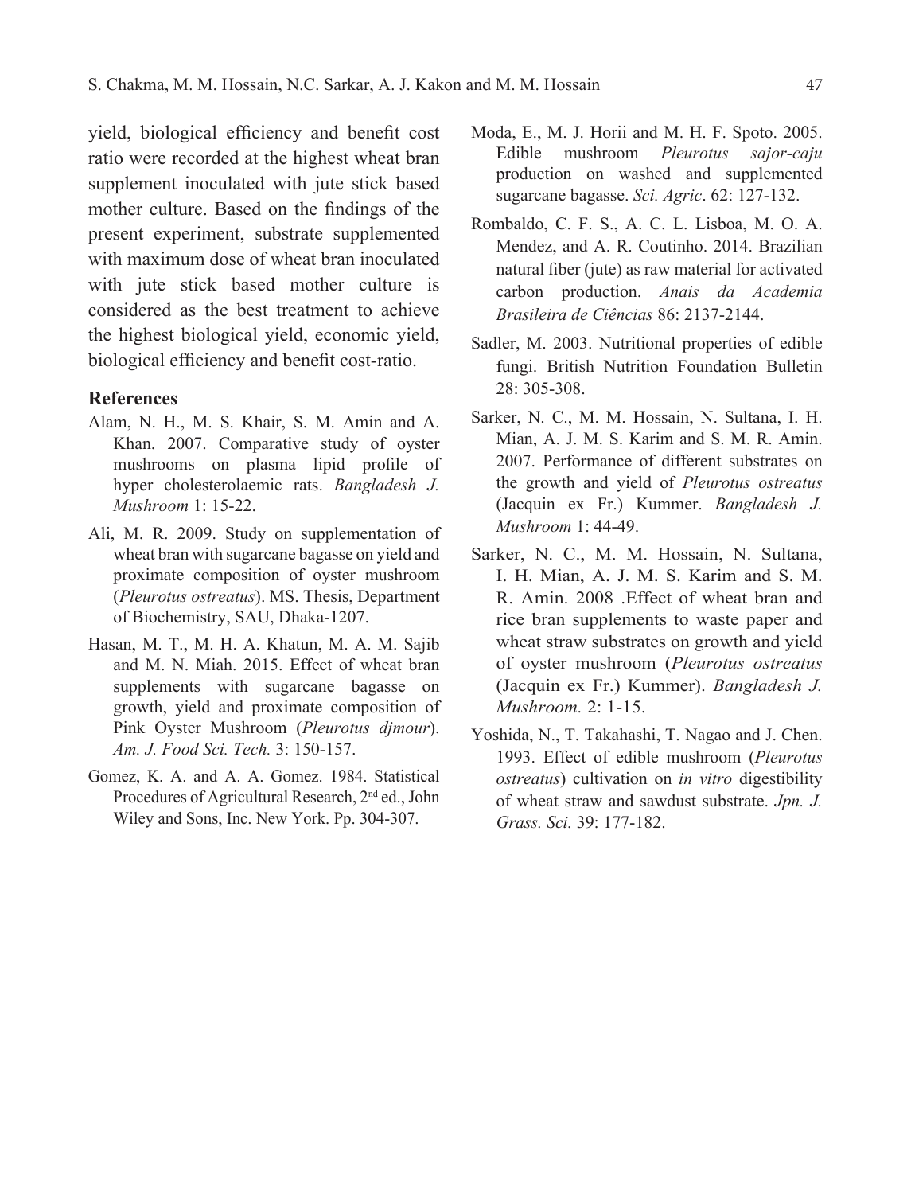yield, biological efficiency and benefit cost ratio were recorded at the highest wheat bran supplement inoculated with jute stick based mother culture. Based on the findings of the present experiment, substrate supplemented with maximum dose of wheat bran inoculated with jute stick based mother culture is considered as the best treatment to achieve the highest biological yield, economic yield, biological efficiency and benefit cost-ratio.

## References

Alam, N. H., M. S. Khair, S. M. Amin and A. Khan. 2007. Comparative study of oyster mushrooms on plasma lipid profile of hyper cholesterolaemic rats. *Bangladesh J. Mushroom* 1: 15-22.

Ali, M. R. 2009. Study on supplementation of wheat bran with sugarcane bagasse on yield and proximate composition of oyster mushroom (*Pleurotus ostreatus*). MS. Thesis, Department of Biochemistry, SAU, Dhaka-1207.

Hasan, M. T., M. H. A. Khatun, M. A. M. Sajib and M. N. Miah. 2015. Effect of wheat bran supplements with sugarcane bagasse on growth, yield and proximate composition of Pink Oyster Mushroom (*Pleurotus djmour*). *Am. J. Food Sci. Tech.* 3: 150-157.

Gomez, K. A. and A. A. Gomez. 1984. Statistical Procedures of Agricultural Research, 2nd ed., John Wiley and Sons, Inc. New York. Pp. 304-307.

Moda, E., M. J. Horii and M. H. F. Spoto. 2005. Edible mushroom *Pleurotus sajor-caju* production on washed and supplemented sugarcane bagasse. *Sci. Agric*. 62: 127-132.

Rombaldo, C. F. S., A. C. L. Lisboa, M. O. A. Mendez, and A. R. Coutinho. 2014. Brazilian natural fiber (jute) as raw material for activated carbon production. *Anais da Academia Brasileira de Ciências* 86: 2137-2144.

Sadler, M. 2003. Nutritional properties of edible fungi. British Nutrition Foundation Bulletin 28: 305-308.

Sarker, N. C., M. M. Hossain, N. Sultana, I. H. Mian, A. J. M. S. Karim and S. M. R. Amin. 2007. Performance of different substrates on the growth and yield of *Pleurotus ostreatus* (Jacquin ex Fr.) Kummer. *Bangladesh J. Mushroom* 1: 44-49.

Sarker, N. C., M. M. Hossain, N. Sultana, I. H. Mian, A. J. M. S. Karim and S. M. R. Amin. 2008 .Effect of wheat bran and rice bran supplements to waste paper and wheat straw substrates on growth and yield of oyster mushroom (*Pleurotus ostreatus* (Jacquin ex Fr.) Kummer). *Bangladesh J. Mushroom*. 2: 1-15.

Yoshida, N., T. Takahashi, T. Nagao and J. Chen. 1993. Effect of edible mushroom (*Pleurotus ostreatus*) cultivation on *in vitro* digestibility of wheat straw and sawdust substrate. *Jpn. J. Grass. Sci.* 39: 177-182.